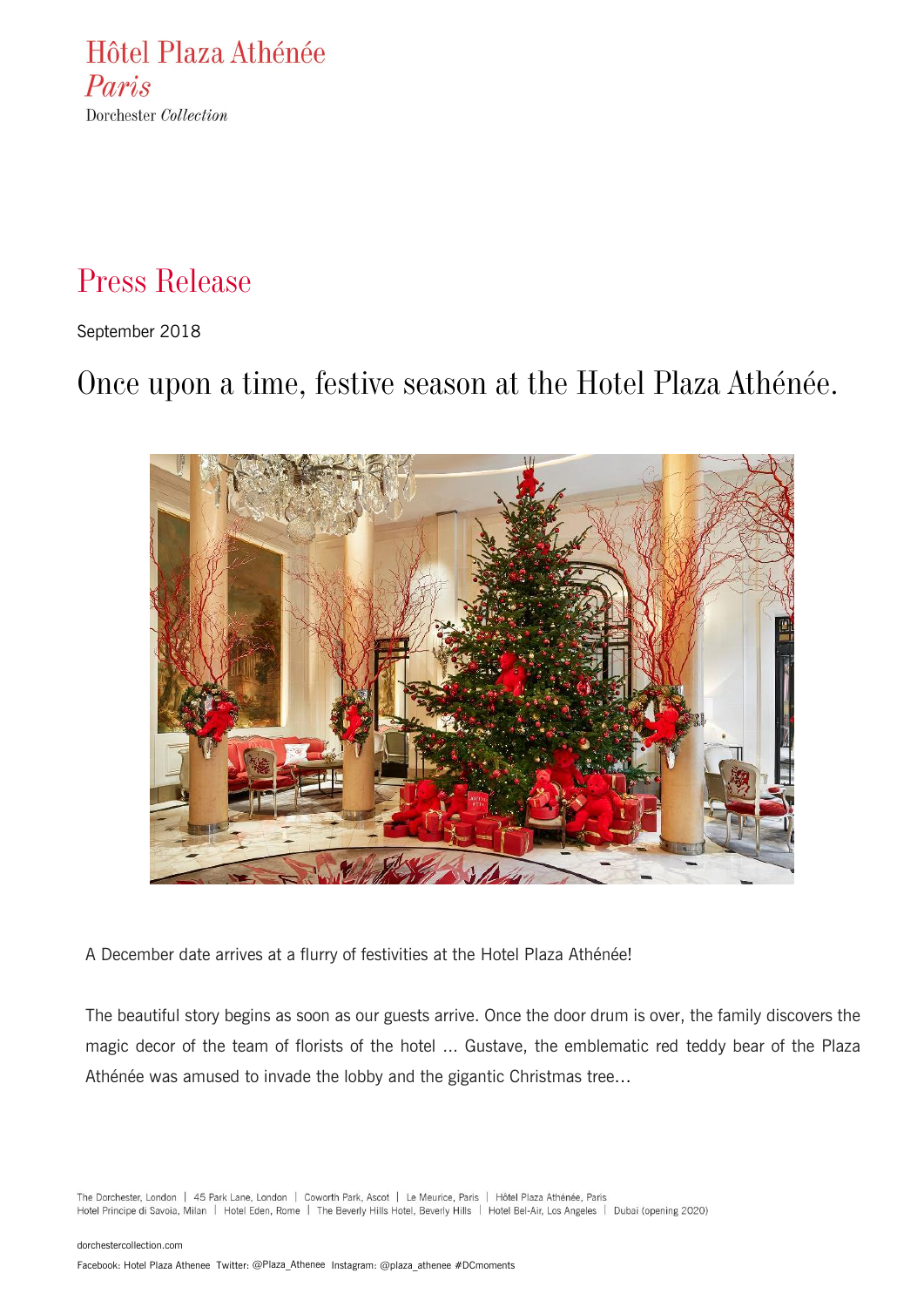Hôtel Plaza Athénée
*Paris*
Dorchester *Collection*

# Press Release

September 2018

## Once upon a time, festive season at the Hotel Plaza Athénée.

A December date arrives at a flurry of festivities at the Hotel Plaza Athénée!

The beautiful story begins as soon as our guests arrive. Once the door drum is over, the family discovers the magic decor of the team of florists of the hotel ... Gustave, the emblematic red teddy bear of the Plaza Athénée was amused to invade the lobby and the gigantic Christmas tree…

The Dorchester, London | 45 Park Lane, London | Coworth Park, Ascot | Le Meurice, Paris | Hôtel Plaza Athénée, Paris
Hotel Principe di Savoia, Milan | Hotel Eden, Rome | The Beverly Hills Hotel, Beverly Hills | Hotel Bel-Air, Los Angeles | Dubai (opening 2020)

dorchestercollection.com

Facebook: Hotel Plaza Athenee Twitter: @Plaza_Athenee Instagram: @plaza_athenee #DCmoments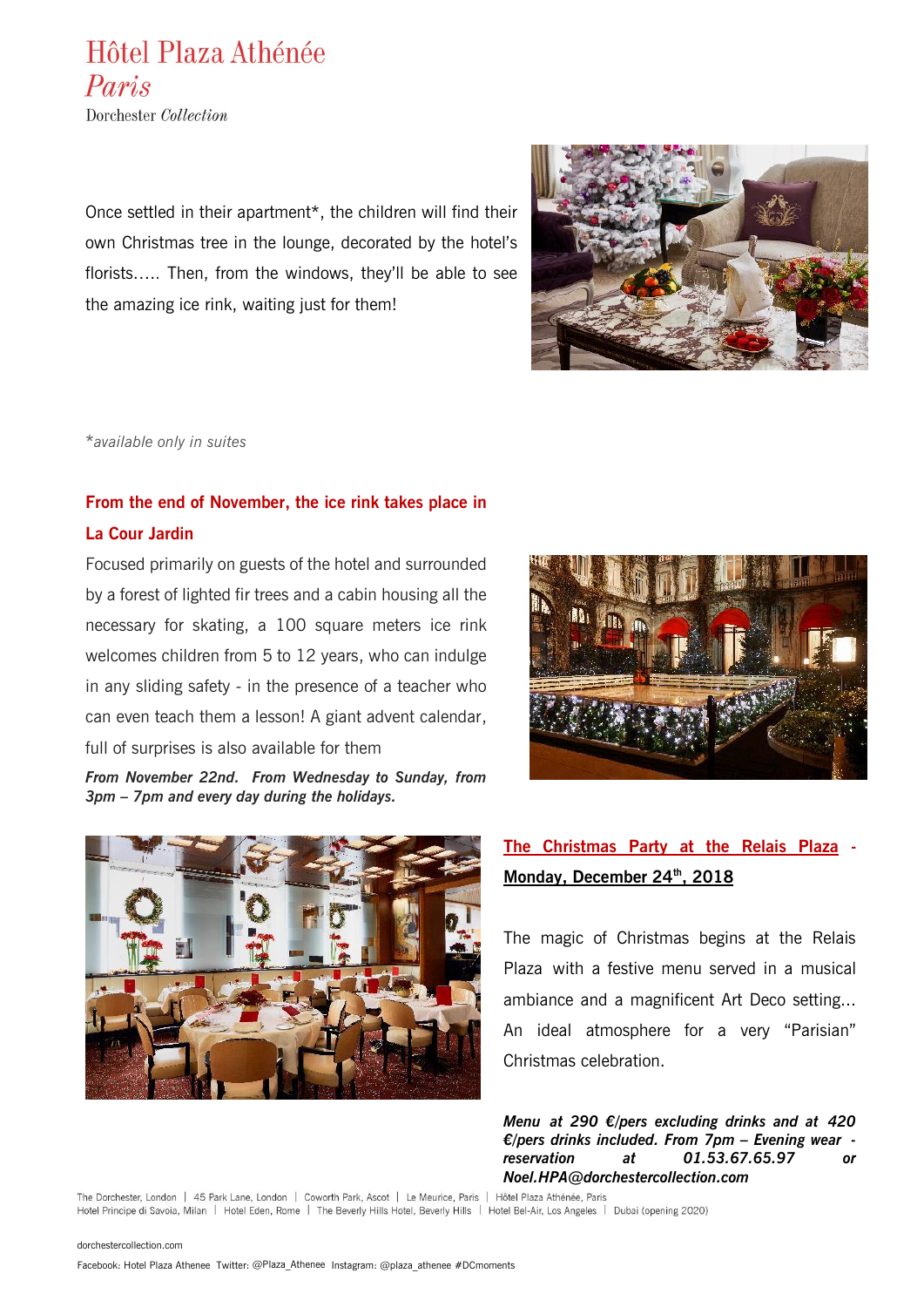Once settled in their apartment*, the children will find their own Christmas tree in the lounge, decorated by the hotel's florists….. Then, from the windows, they'll be able to see the amazing ice rink, waiting just for them!

*\*available only in suites*

## From the end of November, the ice rink takes place in La Cour Jardin

Focused primarily on guests of the hotel and surrounded by a forest of lighted fir trees and a cabin housing all the necessary for skating, a 100 square meters ice rink welcomes children from 5 to 12 years, who can indulge in any sliding safety - in the presence of a teacher who can even teach them a lesson! A giant advent calendar, full of surprises is also available for them

***From November 22nd. From Wednesday to Sunday, from 3pm – 7pm and every day during the holidays.***

## The Christmas Party at the Relais Plaza - Monday, December 24th, 2018

The magic of Christmas begins at the Relais Plaza with a festive menu served in a musical ambiance and a magnificent Art Deco setting… An ideal atmosphere for a very "Parisian" Christmas celebration.

***Menu at 290 €/pers excluding drinks and at 420 €/pers drinks included. From 7pm – Evening wear - reservation at 01.53.67.65.97 or Noel.HPA@dorchestercollection.com***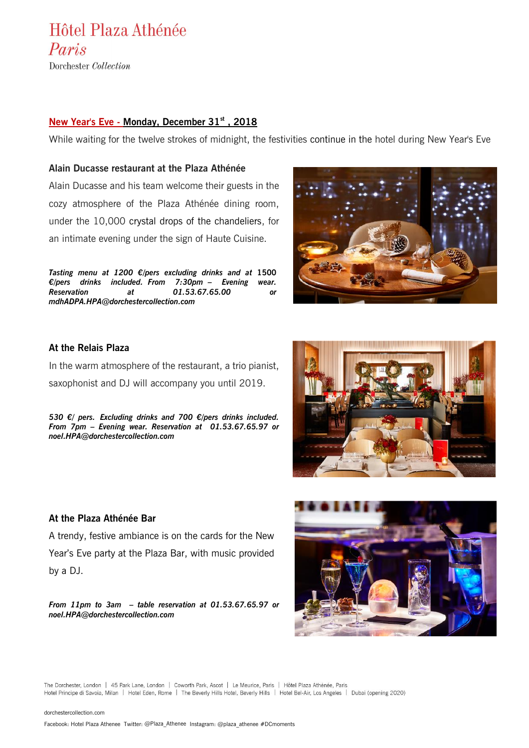Hôtel Plaza Athénée
*Paris*
Dorchester *Collection*

## New Year's Eve - Monday, December 31st , 2018

While waiting for the twelve strokes of midnight, the festivities continue in the hotel during New Year's Eve

### Alain Ducasse restaurant at the Plaza Athénée

Alain Ducasse and his team welcome their guests in the cozy atmosphere of the Plaza Athénée dining room, under the 10,000 crystal drops of the chandeliers, for an intimate evening under the sign of Haute Cuisine.

***Tasting menu at 1200 €/pers excluding drinks and at 1500 €/pers drinks included. From 7:30pm – Evening wear. Reservation at 01.53.67.65.00 or mdhADPA.HPA@dorchestercollection.com***

### At the Relais Plaza

In the warm atmosphere of the restaurant, a trio pianist, saxophonist and DJ will accompany you until 2019.

***530 €/ pers. Excluding drinks and 700 €/pers drinks included. From 7pm – Evening wear. Reservation at 01.53.67.65.97 or noel.HPA@dorchestercollection.com***

### At the Plaza Athénée Bar

A trendy, festive ambiance is on the cards for the New Year's Eve party at the Plaza Bar, with music provided by a DJ.

***From 11pm to 3am – table reservation at 01.53.67.65.97 or noel.HPA@dorchestercollection.com***

The Dorchester, London | 45 Park Lane, London | Coworth Park, Ascot | Le Meurice, Paris | Hôtel Plaza Athénée, Paris
Hotel Principe di Savoia, Milan | Hotel Eden, Rome | The Beverly Hills Hotel, Beverly Hills | Hotel Bel-Air, Los Angeles | Dubai (opening 2020)

dorchestercollection.com

Facebook: Hotel Plaza Athenee Twitter: @Plaza_Athenee Instagram: @plaza_athenee #DCmoments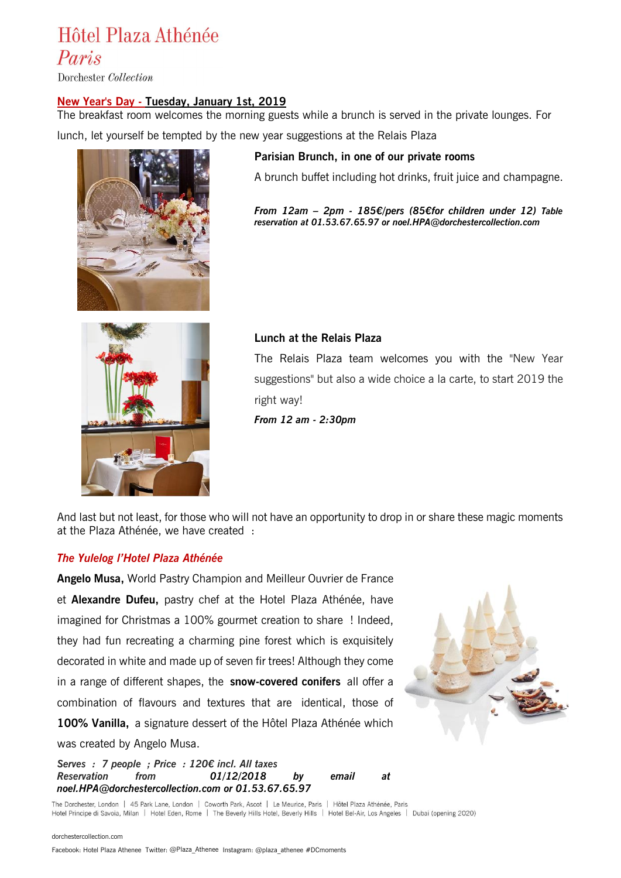# Hôtel Plaza Athénée
*Paris*

Dorchester *Collection*

**New Year's Day - Tuesday, January 1st, 2019**

The breakfast room welcomes the morning guests while a brunch is served in the private lounges. For lunch, let yourself be tempted by the new year suggestions at the Relais Plaza

**Parisian Brunch, in one of our private rooms**

A brunch buffet including hot drinks, fruit juice and champagne.

***From 12am – 2pm - 185€/pers (85€for children under 12) Table reservation at 01.53.67.65.97 or noel.HPA@dorchestercollection.com***

**Lunch at the Relais Plaza**

The Relais Plaza team welcomes you with the "New Year suggestions" but also a wide choice a la carte, to start 2019 the right way!

***From 12 am - 2:30pm***

And last but not least, for those who will not have an opportunity to drop in or share these magic moments at the Plaza Athénée, we have created :

***The Yulelog l'Hotel Plaza Athénée***

**Angelo Musa,** World Pastry Champion and Meilleur Ouvrier de France et **Alexandre Dufeu,** pastry chef at the Hotel Plaza Athénée, have imagined for Christmas a 100% gourmet creation to share ! Indeed, they had fun recreating a charming pine forest which is exquisitely decorated in white and made up of seven fir trees! Although they come in a range of different shapes, the **snow-covered conifers** all offer a combination of flavours and textures that are identical, those of **100% Vanilla,** a signature dessert of the Hôtel Plaza Athénée which was created by Angelo Musa.

***Serves : 7 people ; Price : 120€ incl. All taxes***
***Reservation from 01/12/2018 by email at noel.HPA@dorchestercollection.com or 01.53.67.65.97***

The Dorchester, London | 45 Park Lane, London | Coworth Park, Ascot | Le Meurice, Paris | Hôtel Plaza Athénée, Paris
Hotel Principe di Savoia, Milan | Hotel Eden, Rome | The Beverly Hills Hotel, Beverly Hills | Hotel Bel-Air, Los Angeles | Dubai (opening 2020)

dorchestercollection.com

Facebook: Hotel Plaza Athenee Twitter: @Plaza_Athenee Instagram: @plaza_athenee #DCmoments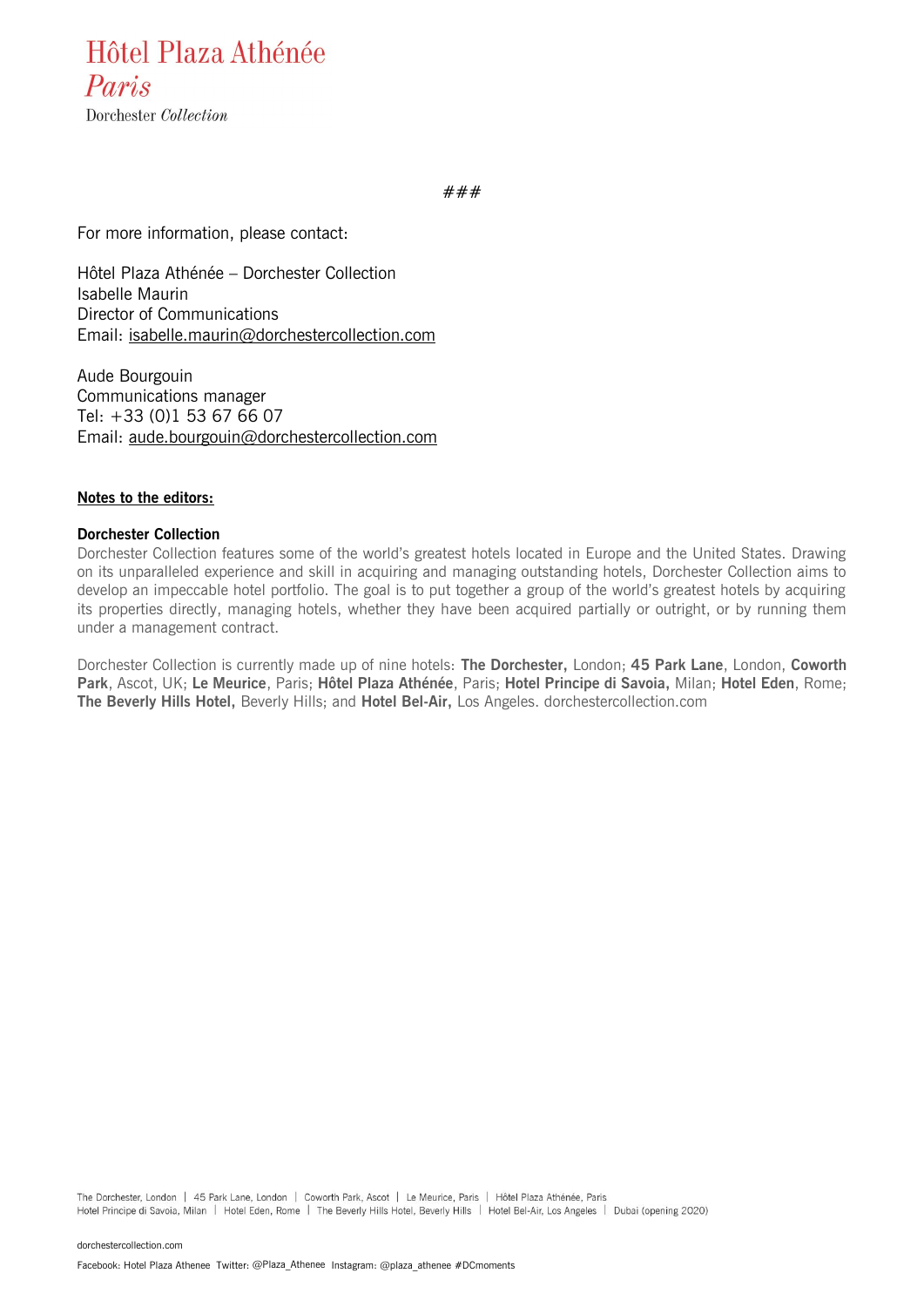###

For more information, please contact:

Hôtel Plaza Athénée – Dorchester Collection
Isabelle Maurin
Director of Communications
Email: isabelle.maurin@dorchestercollection.com

Aude Bourgouin
Communications manager
Tel: +33 (0)1 53 67 66 07
Email: aude.bourgouin@dorchestercollection.com

**Notes to the editors:**

**Dorchester Collection**

Dorchester Collection features some of the world's greatest hotels located in Europe and the United States. Drawing on its unparalleled experience and skill in acquiring and managing outstanding hotels, Dorchester Collection aims to develop an impeccable hotel portfolio. The goal is to put together a group of the world's greatest hotels by acquiring its properties directly, managing hotels, whether they have been acquired partially or outright, or by running them under a management contract.

Dorchester Collection is currently made up of nine hotels: **The Dorchester,** London; **45 Park Lane**, London, **Coworth Park**, Ascot, UK; **Le Meurice**, Paris; **Hôtel Plaza Athénée**, Paris; **Hotel Principe di Savoia,** Milan; **Hotel Eden**, Rome; **The Beverly Hills Hotel,** Beverly Hills; and **Hotel Bel-Air,** Los Angeles. dorchestercollection.com